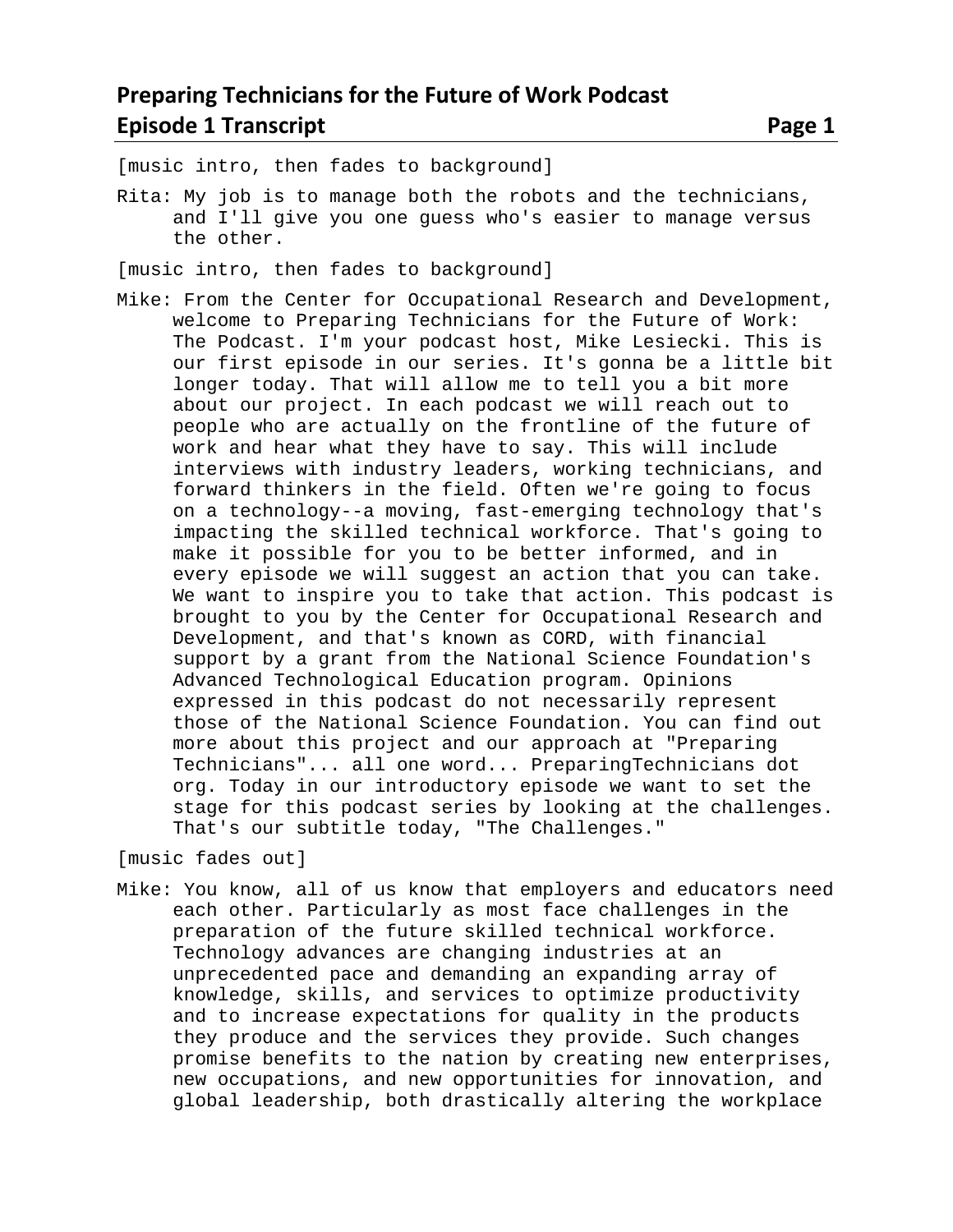# Preparing Technicians for the Future of Work Podcast
## Episode 1 Transcript

[music intro, then fades to background]

Rita: My job is to manage both the robots and the technicians, and I'll give you one guess who's easier to manage versus the other.

[music intro, then fades to background]

Mike: From the Center for Occupational Research and Development, welcome to Preparing Technicians for the Future of Work: The Podcast. I'm your podcast host, Mike Lesiecki. This is our first episode in our series. It's gonna be a little bit longer today. That will allow me to tell you a bit more about our project. In each podcast we will reach out to people who are actually on the frontline of the future of work and hear what they have to say. This will include interviews with industry leaders, working technicians, and forward thinkers in the field. Often we're going to focus on a technology--a moving, fast-emerging technology that's impacting the skilled technical workforce. That's going to make it possible for you to be better informed, and in every episode we will suggest an action that you can take. We want to inspire you to take that action. This podcast is brought to you by the Center for Occupational Research and Development, and that's known as CORD, with financial support by a grant from the National Science Foundation's Advanced Technological Education program. Opinions expressed in this podcast do not necessarily represent those of the National Science Foundation. You can find out more about this project and our approach at "Preparing Technicians"... all one word... PreparingTechnicians dot org. Today in our introductory episode we want to set the stage for this podcast series by looking at the challenges. That's our subtitle today, "The Challenges."

[music fades out]

Mike: You know, all of us know that employers and educators need each other. Particularly as most face challenges in the preparation of the future skilled technical workforce. Technology advances are changing industries at an unprecedented pace and demanding an expanding array of knowledge, skills, and services to optimize productivity and to increase expectations for quality in the products they produce and the services they provide. Such changes promise benefits to the nation by creating new enterprises, new occupations, and new opportunities for innovation, and global leadership, both drastically altering the workplace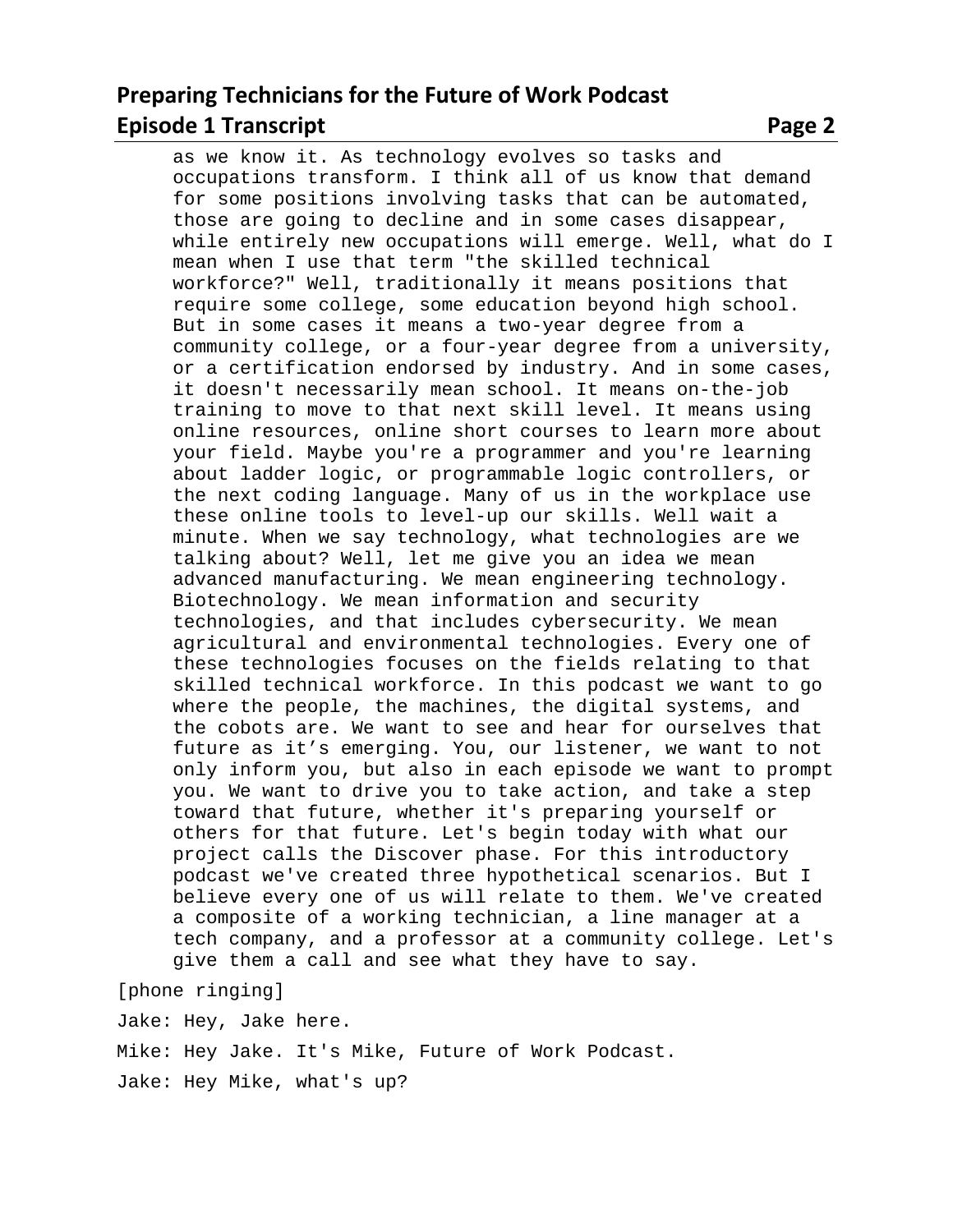as we know it. As technology evolves so tasks and occupations transform. I think all of us know that demand for some positions involving tasks that can be automated, those are going to decline and in some cases disappear, while entirely new occupations will emerge. Well, what do I mean when I use that term "the skilled technical workforce?" Well, traditionally it means positions that require some college, some education beyond high school. But in some cases it means a two-year degree from a community college, or a four-year degree from a university, or a certification endorsed by industry. And in some cases, it doesn't necessarily mean school. It means on-the-job training to move to that next skill level. It means using online resources, online short courses to learn more about your field. Maybe you're a programmer and you're learning about ladder logic, or programmable logic controllers, or the next coding language. Many of us in the workplace use these online tools to level-up our skills. Well wait a minute. When we say technology, what technologies are we talking about? Well, let me give you an idea we mean advanced manufacturing. We mean engineering technology. Biotechnology. We mean information and security technologies, and that includes cybersecurity. We mean agricultural and environmental technologies. Every one of these technologies focuses on the fields relating to that skilled technical workforce. In this podcast we want to go where the people, the machines, the digital systems, and the cobots are. We want to see and hear for ourselves that future as it's emerging. You, our listener, we want to not only inform you, but also in each episode we want to prompt you. We want to drive you to take action, and take a step toward that future, whether it's preparing yourself or others for that future. Let's begin today with what our project calls the Discover phase. For this introductory podcast we've created three hypothetical scenarios. But I believe every one of us will relate to them. We've created a composite of a working technician, a line manager at a tech company, and a professor at a community college. Let's give them a call and see what they have to say.

[phone ringing]

Jake: Hey, Jake here.

Mike: Hey Jake. It's Mike, Future of Work Podcast.

Jake: Hey Mike, what's up?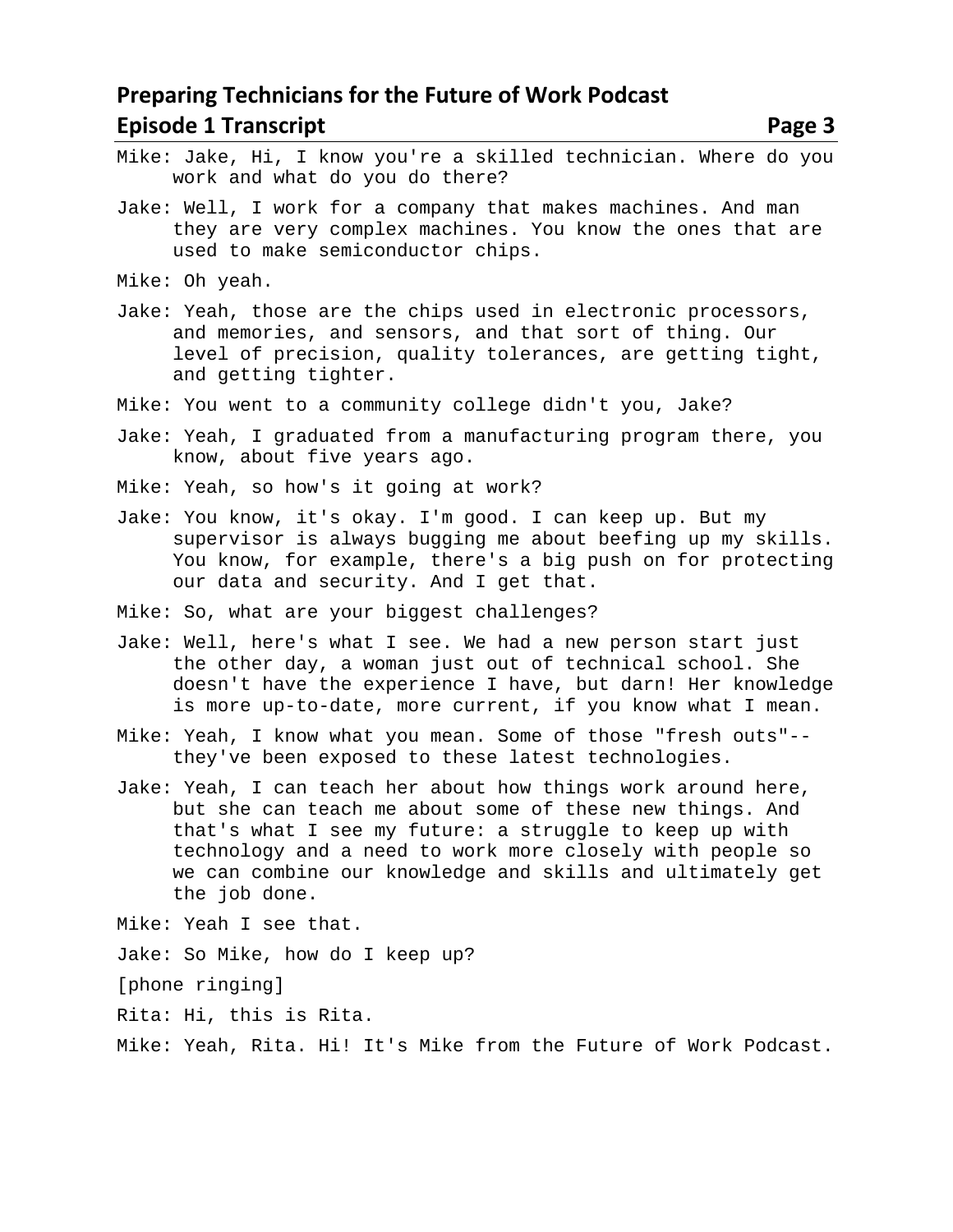Mike: Jake, Hi, I know you're a skilled technician. Where do you work and what do you do there?

Jake: Well, I work for a company that makes machines. And man they are very complex machines. You know the ones that are used to make semiconductor chips.

Mike: Oh yeah.

Jake: Yeah, those are the chips used in electronic processors, and memories, and sensors, and that sort of thing. Our level of precision, quality tolerances, are getting tight, and getting tighter.

Mike: You went to a community college didn't you, Jake?

Jake: Yeah, I graduated from a manufacturing program there, you know, about five years ago.

Mike: Yeah, so how's it going at work?

Jake: You know, it's okay. I'm good. I can keep up. But my supervisor is always bugging me about beefing up my skills. You know, for example, there's a big push on for protecting our data and security. And I get that.

Mike: So, what are your biggest challenges?

Jake: Well, here's what I see. We had a new person start just the other day, a woman just out of technical school. She doesn't have the experience I have, but darn! Her knowledge is more up-to-date, more current, if you know what I mean.

Mike: Yeah, I know what you mean. Some of those "fresh outs"-- they've been exposed to these latest technologies.

Jake: Yeah, I can teach her about how things work around here, but she can teach me about some of these new things. And that's what I see my future: a struggle to keep up with technology and a need to work more closely with people so we can combine our knowledge and skills and ultimately get the job done.

Mike: Yeah I see that.

Jake: So Mike, how do I keep up?

[phone ringing]

Rita: Hi, this is Rita.

Mike: Yeah, Rita. Hi! It's Mike from the Future of Work Podcast.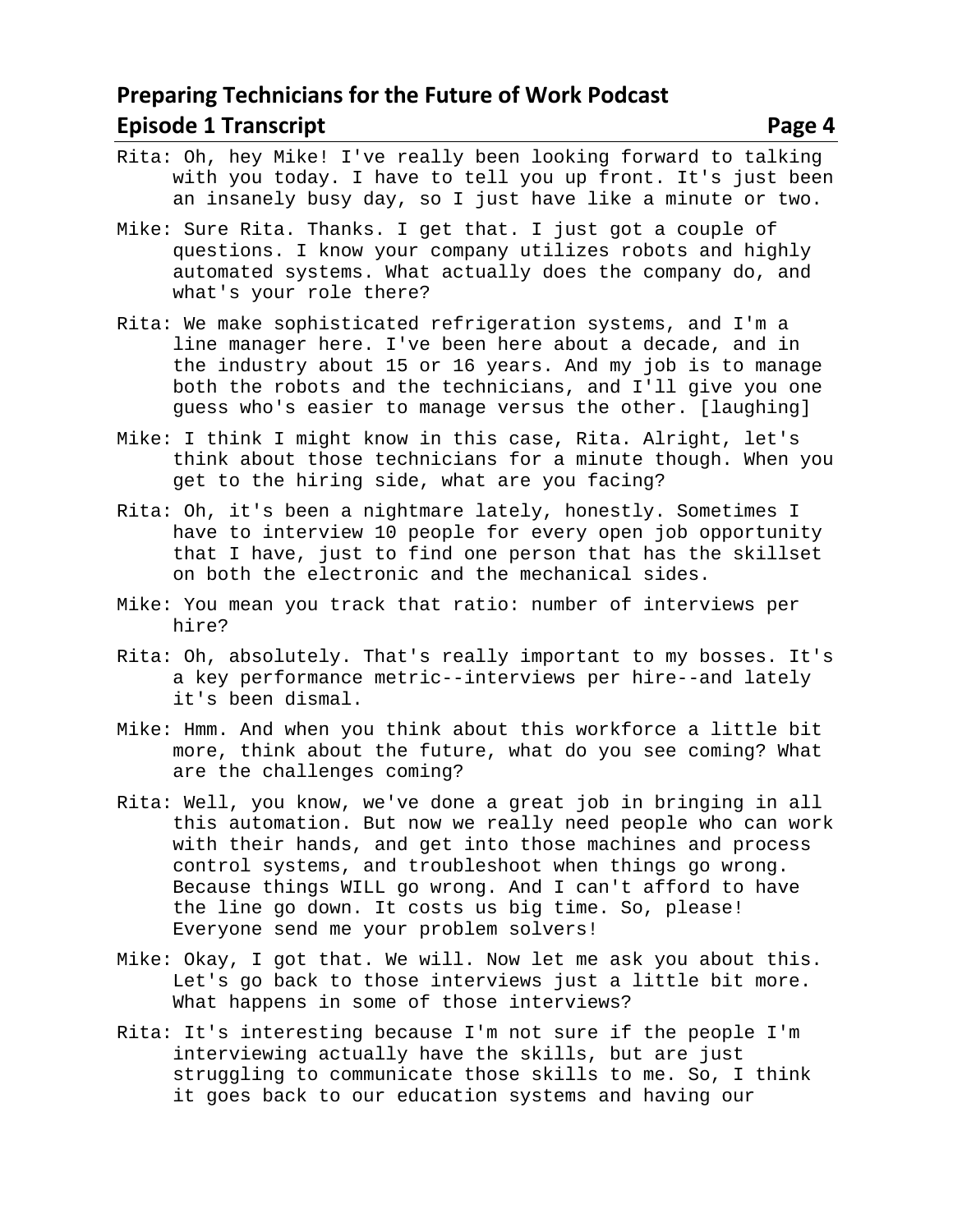Rita: Oh, hey Mike! I've really been looking forward to talking with you today. I have to tell you up front. It's just been an insanely busy day, so I just have like a minute or two.

Mike: Sure Rita. Thanks. I get that. I just got a couple of questions. I know your company utilizes robots and highly automated systems. What actually does the company do, and what's your role there?

Rita: We make sophisticated refrigeration systems, and I'm a line manager here. I've been here about a decade, and in the industry about 15 or 16 years. And my job is to manage both the robots and the technicians, and I'll give you one guess who's easier to manage versus the other. [laughing]

Mike: I think I might know in this case, Rita. Alright, let's think about those technicians for a minute though. When you get to the hiring side, what are you facing?

Rita: Oh, it's been a nightmare lately, honestly. Sometimes I have to interview 10 people for every open job opportunity that I have, just to find one person that has the skillset on both the electronic and the mechanical sides.

Mike: You mean you track that ratio: number of interviews per hire?

Rita: Oh, absolutely. That's really important to my bosses. It's a key performance metric--interviews per hire--and lately it's been dismal.

Mike: Hmm. And when you think about this workforce a little bit more, think about the future, what do you see coming? What are the challenges coming?

Rita: Well, you know, we've done a great job in bringing in all this automation. But now we really need people who can work with their hands, and get into those machines and process control systems, and troubleshoot when things go wrong. Because things WILL go wrong. And I can't afford to have the line go down. It costs us big time. So, please! Everyone send me your problem solvers!

Mike: Okay, I got that. We will. Now let me ask you about this. Let's go back to those interviews just a little bit more. What happens in some of those interviews?

Rita: It's interesting because I'm not sure if the people I'm interviewing actually have the skills, but are just struggling to communicate those skills to me. So, I think it goes back to our education systems and having our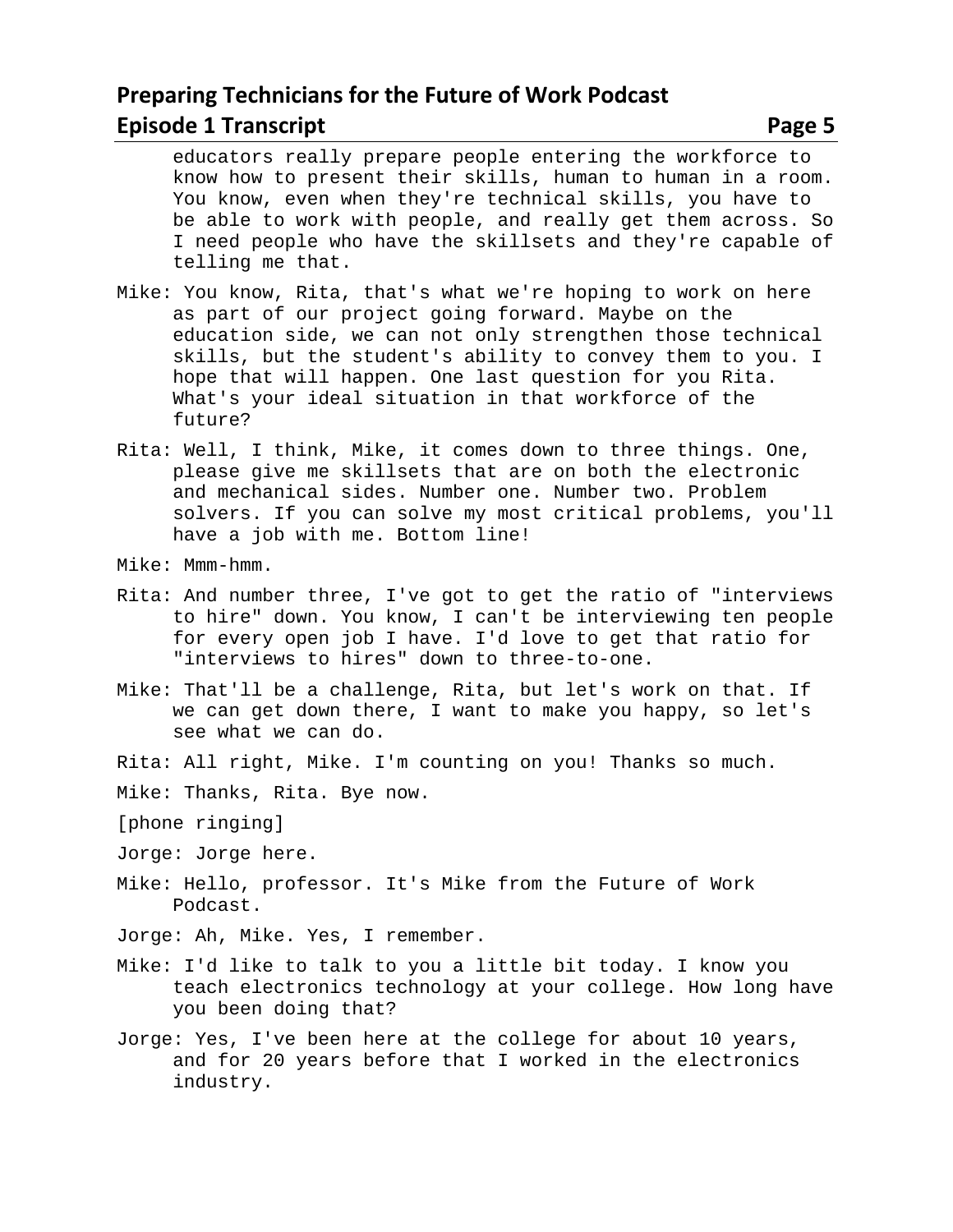educators really prepare people entering the workforce to know how to present their skills, human to human in a room. You know, even when they're technical skills, you have to be able to work with people, and really get them across. So I need people who have the skillsets and they're capable of telling me that.

Mike: You know, Rita, that's what we're hoping to work on here as part of our project going forward. Maybe on the education side, we can not only strengthen those technical skills, but the student's ability to convey them to you. I hope that will happen. One last question for you Rita. What's your ideal situation in that workforce of the future?

Rita: Well, I think, Mike, it comes down to three things. One, please give me skillsets that are on both the electronic and mechanical sides. Number one. Number two. Problem solvers. If you can solve my most critical problems, you'll have a job with me. Bottom line!

Mike: Mmm-hmm.

Rita: And number three, I've got to get the ratio of "interviews to hire" down. You know, I can't be interviewing ten people for every open job I have. I'd love to get that ratio for "interviews to hires" down to three-to-one.

Mike: That'll be a challenge, Rita, but let's work on that. If we can get down there, I want to make you happy, so let's see what we can do.

Rita: All right, Mike. I'm counting on you! Thanks so much.

Mike: Thanks, Rita. Bye now.

[phone ringing]

Jorge: Jorge here.

Mike: Hello, professor. It's Mike from the Future of Work Podcast.

Jorge: Ah, Mike. Yes, I remember.

Mike: I'd like to talk to you a little bit today. I know you teach electronics technology at your college. How long have you been doing that?

Jorge: Yes, I've been here at the college for about 10 years, and for 20 years before that I worked in the electronics industry.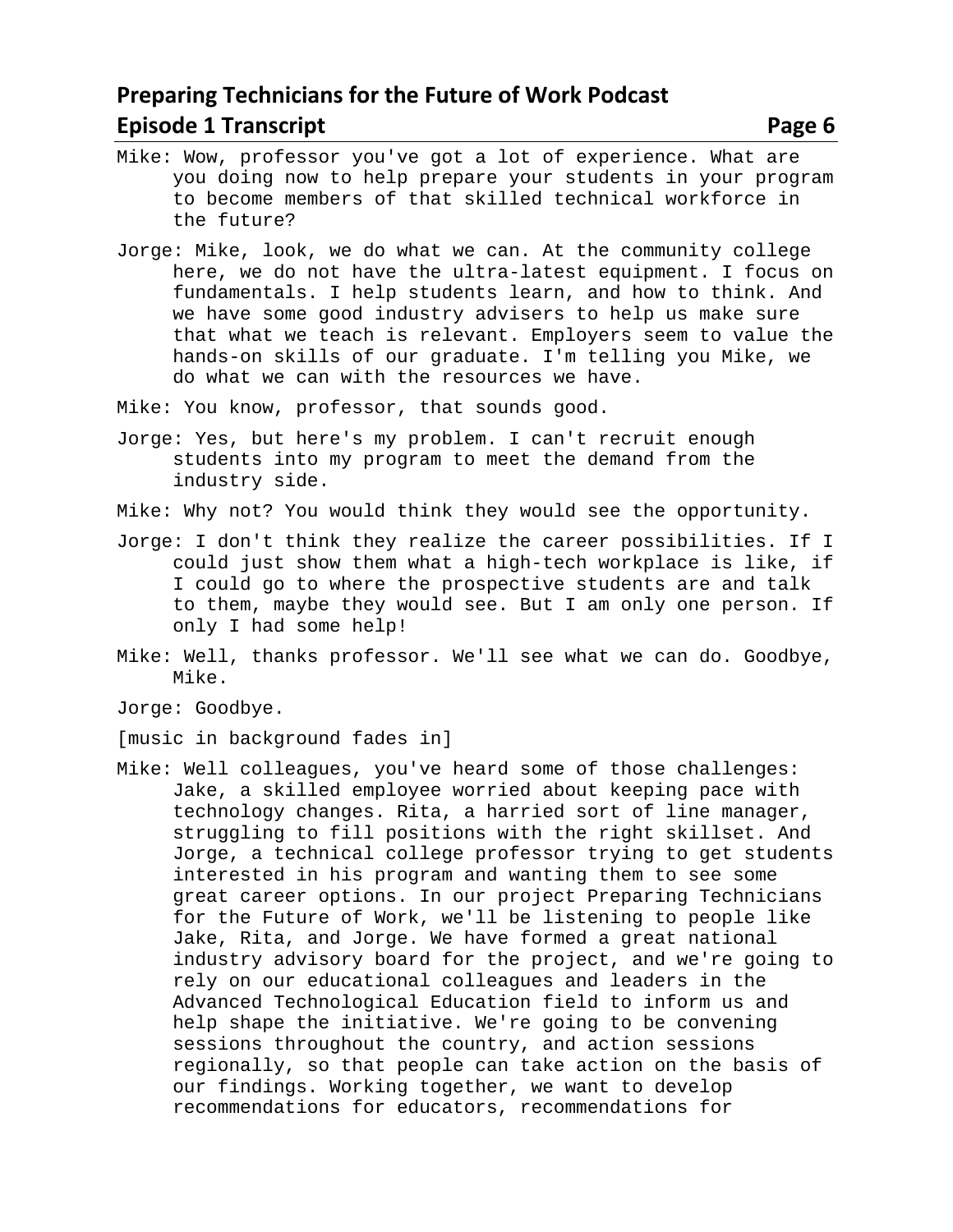Mike: Wow, professor you've got a lot of experience. What are you doing now to help prepare your students in your program to become members of that skilled technical workforce in the future?

Jorge: Mike, look, we do what we can. At the community college here, we do not have the ultra-latest equipment. I focus on fundamentals. I help students learn, and how to think. And we have some good industry advisers to help us make sure that what we teach is relevant. Employers seem to value the hands-on skills of our graduate. I'm telling you Mike, we do what we can with the resources we have.

Mike: You know, professor, that sounds good.

Jorge: Yes, but here's my problem. I can't recruit enough students into my program to meet the demand from the industry side.

Mike: Why not? You would think they would see the opportunity.

Jorge: I don't think they realize the career possibilities. If I could just show them what a high-tech workplace is like, if I could go to where the prospective students are and talk to them, maybe they would see. But I am only one person. If only I had some help!

Mike: Well, thanks professor. We'll see what we can do. Goodbye, Mike.

Jorge: Goodbye.

[music in background fades in]

Mike: Well colleagues, you've heard some of those challenges: Jake, a skilled employee worried about keeping pace with technology changes. Rita, a harried sort of line manager, struggling to fill positions with the right skillset. And Jorge, a technical college professor trying to get students interested in his program and wanting them to see some great career options. In our project Preparing Technicians for the Future of Work, we'll be listening to people like Jake, Rita, and Jorge. We have formed a great national industry advisory board for the project, and we're going to rely on our educational colleagues and leaders in the Advanced Technological Education field to inform us and help shape the initiative. We're going to be convening sessions throughout the country, and action sessions regionally, so that people can take action on the basis of our findings. Working together, we want to develop recommendations for educators, recommendations for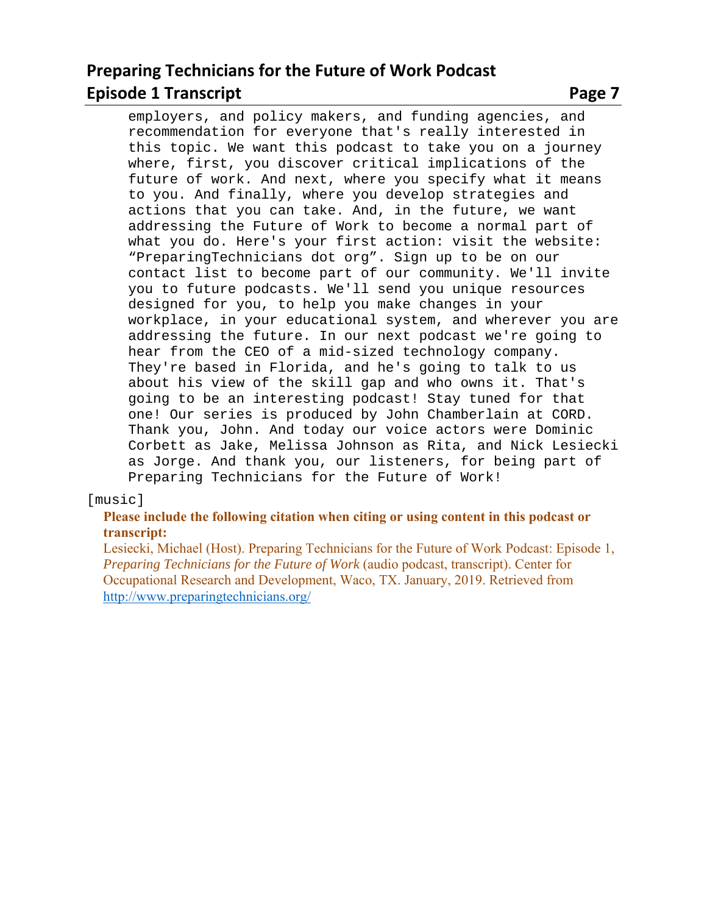employers, and policy makers, and funding agencies, and recommendation for everyone that's really interested in this topic. We want this podcast to take you on a journey where, first, you discover critical implications of the future of work. And next, where you specify what it means to you. And finally, where you develop strategies and actions that you can take. And, in the future, we want addressing the Future of Work to become a normal part of what you do. Here's your first action: visit the website: "PreparingTechnicians dot org". Sign up to be on our contact list to become part of our community. We'll invite you to future podcasts. We'll send you unique resources designed for you, to help you make changes in your workplace, in your educational system, and wherever you are addressing the future. In our next podcast we're going to hear from the CEO of a mid-sized technology company. They're based in Florida, and he's going to talk to us about his view of the skill gap and who owns it. That's going to be an interesting podcast! Stay tuned for that one! Our series is produced by John Chamberlain at CORD. Thank you, John. And today our voice actors were Dominic Corbett as Jake, Melissa Johnson as Rita, and Nick Lesiecki as Jorge. And thank you, our listeners, for being part of Preparing Technicians for the Future of Work!

[music]

**Please include the following citation when citing or using content in this podcast or transcript:**

Lesiecki, Michael (Host). Preparing Technicians for the Future of Work Podcast: Episode 1, *Preparing Technicians for the Future of Work* (audio podcast, transcript). Center for Occupational Research and Development, Waco, TX. January, 2019. Retrieved from http://www.preparingtechnicians.org/